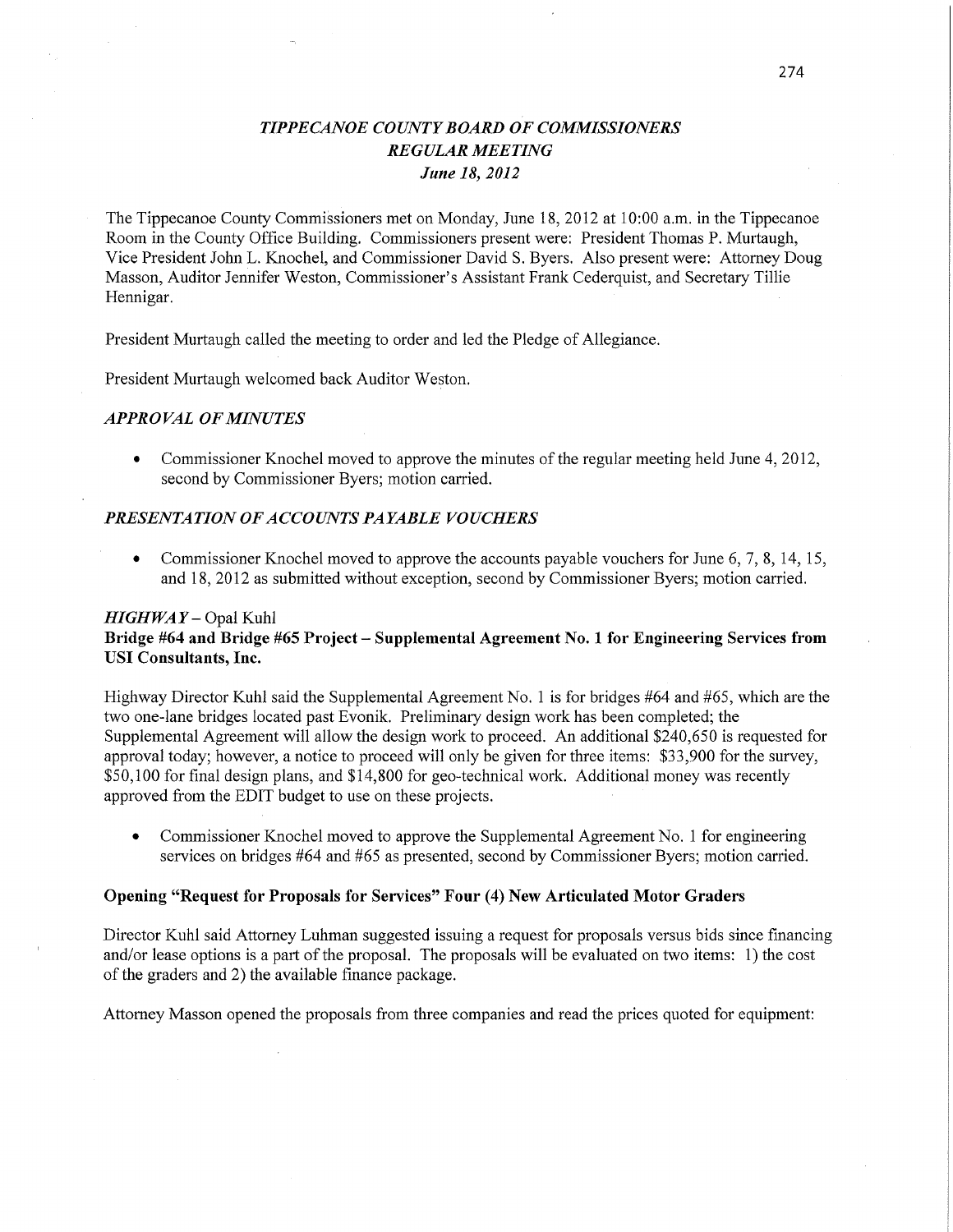# *TIPPECANOE COUNTY BOARD OF COMMISSIONERS*
## *REGULAR MEETING*
### *June 18, 2012*

The Tippecanoe County Commissioners met on Monday, June 18, 2012 at 10:00 a.m. in the Tippecanoe Room in the County Office Building. Commissioners present were: President Thomas P. Murtaugh, Vice President John L. Knochel, and Commissioner David S. Byers. Also present were: Attorney Doug Masson, Auditor Jennifer Weston, Commissioner's Assistant Frank Cederquist, and Secretary Tillie Hennigar.

President Murtaugh called the meeting to order and led the Pledge of Allegiance.

President Murtaugh welcomed back Auditor Weston.

### *APPROVAL OF MINUTES*

- Commissioner Knochel moved to approve the minutes of the regular meeting held June 4, 2012, second by Commissioner Byers; motion carried.

### *PRESENTATION OF ACCOUNTS PAYABLE VOUCHERS*

- Commissioner Knochel moved to approve the accounts payable vouchers for June 6, 7, 8, 14, 15, and 18, 2012 as submitted without exception, second by Commissioner Byers; motion carried.

### *HIGHWAY* – Opal Kuhl

**Bridge #64 and Bridge #65 Project – Supplemental Agreement No. 1 for Engineering Services from USI Consultants, Inc.**

Highway Director Kuhl said the Supplemental Agreement No. 1 is for bridges #64 and #65, which are the two one-lane bridges located past Evonik. Preliminary design work has been completed; the Supplemental Agreement will allow the design work to proceed. An additional $240,650 is requested for approval today; however, a notice to proceed will only be given for three items: $33,900 for the survey, $50,100 for final design plans, and $14,800 for geo-technical work. Additional money was recently approved from the EDIT budget to use on these projects.

- Commissioner Knochel moved to approve the Supplemental Agreement No. 1 for engineering services on bridges #64 and #65 as presented, second by Commissioner Byers; motion carried.

**Opening "Request for Proposals for Services" Four (4) New Articulated Motor Graders**

Director Kuhl said Attorney Luhman suggested issuing a request for proposals versus bids since financing and/or lease options is a part of the proposal. The proposals will be evaluated on two items: 1) the cost of the graders and 2) the available finance package.

Attorney Masson opened the proposals from three companies and read the prices quoted for equipment: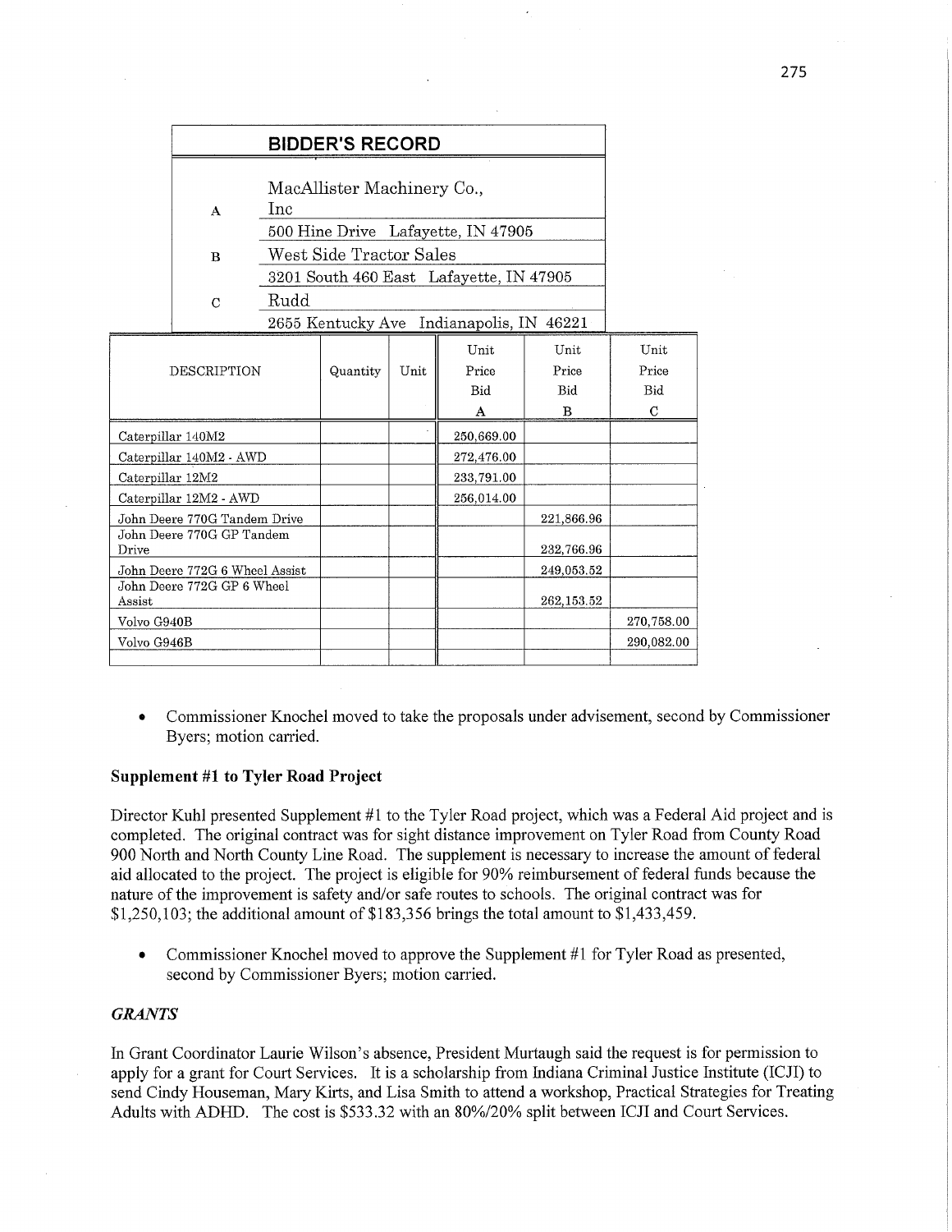| BIDDER'S RECORD | |
|---|---|
| A | MacAllister Machinery Co., Inc |
| | 500 Hine Drive Lafayette, IN 47905 |
| B | West Side Tractor Sales |
| | 3201 South 460 East Lafayette, IN 47905 |
| C | Rudd |
| | 2655 Kentucky Ave Indianapolis, IN 46221 |

| DESCRIPTION | Quantity | Unit | Unit Price Bid A | Unit Price Bid B | Unit Price Bid C |
|---|---|---|---|---|---|
| Caterpillar 140M2 | | | 250,669.00 | | |
| Caterpillar 140M2 - AWD | | | 272,476.00 | | |
| Caterpillar 12M2 | | | 233,791.00 | | |
| Caterpillar 12M2 - AWD | | | 256,014.00 | | |
| John Deere 770G Tandem Drive | | | | 221,866.96 | |
| John Deere 770G GP Tandem Drive | | | | 232,766.96 | |
| John Deere 772G 6 Wheel Assist | | | | 249,053.52 | |
| John Deere 772G GP 6 Wheel Assist | | | | 262,153.52 | |
| Volvo G940B | | | | | 270,758.00 |
| Volvo G946B | | | | | 290,082.00 |
| | | | | | |

- Commissioner Knochel moved to take the proposals under advisement, second by Commissioner Byers; motion carried.

**Supplement #1 to Tyler Road Project**

Director Kuhl presented Supplement #1 to the Tyler Road project, which was a Federal Aid project and is completed. The original contract was for sight distance improvement on Tyler Road from County Road 900 North and North County Line Road. The supplement is necessary to increase the amount of federal aid allocated to the project. The project is eligible for 90% reimbursement of federal funds because the nature of the improvement is safety and/or safe routes to schools. The original contract was for $1,250,103; the additional amount of $183,356 brings the total amount to $1,433,459.

- Commissioner Knochel moved to approve the Supplement #1 for Tyler Road as presented, second by Commissioner Byers; motion carried.

***GRANTS***

In Grant Coordinator Laurie Wilson's absence, President Murtaugh said the request is for permission to apply for a grant for Court Services. It is a scholarship from Indiana Criminal Justice Institute (ICJI) to send Cindy Houseman, Mary Kirts, and Lisa Smith to attend a workshop, Practical Strategies for Treating Adults with ADHD. The cost is $533.32 with an 80%/20% split between ICJI and Court Services.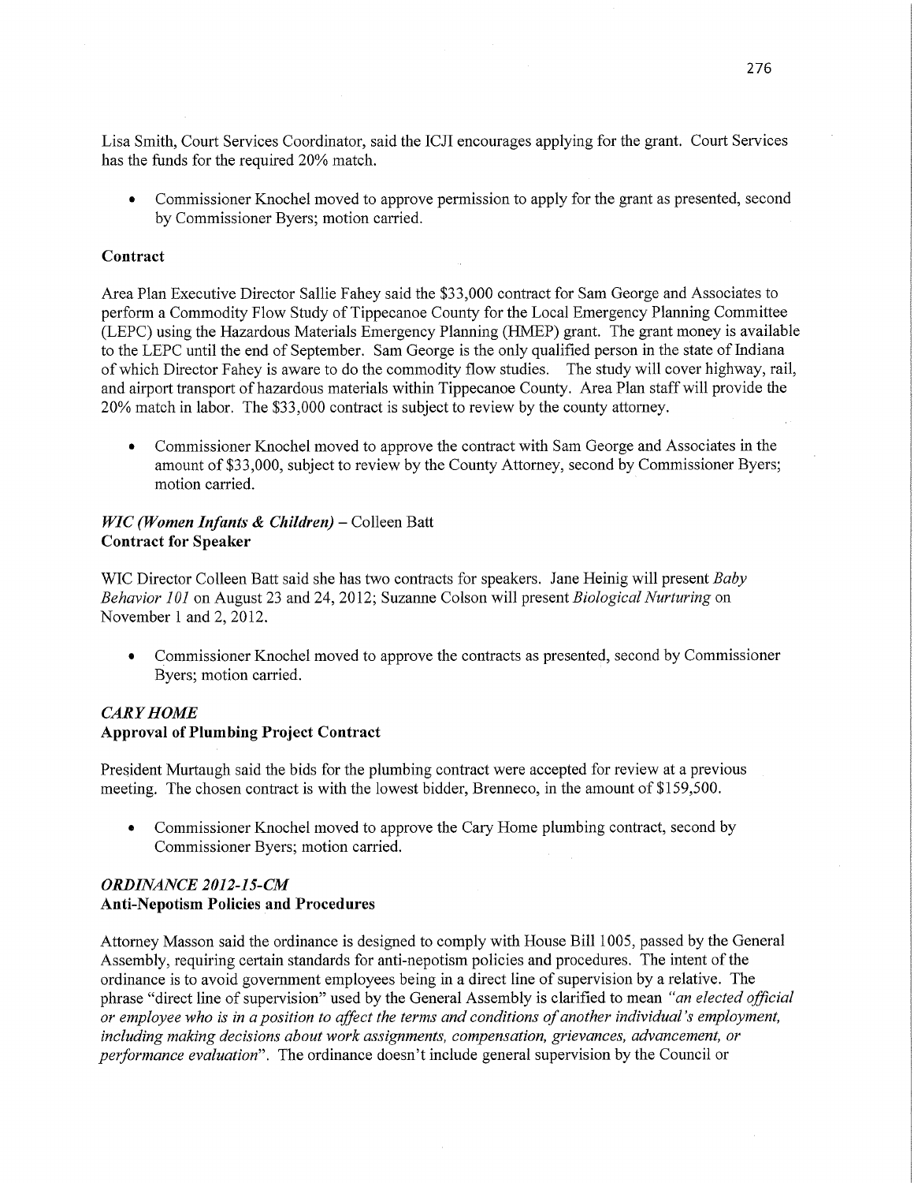Lisa Smith, Court Services Coordinator, said the ICJI encourages applying for the grant. Court Services has the funds for the required 20% match.

- Commissioner Knochel moved to approve permission to apply for the grant as presented, second by Commissioner Byers; motion carried.

**Contract**

Area Plan Executive Director Sallie Fahey said the $33,000 contract for Sam George and Associates to perform a Commodity Flow Study of Tippecanoe County for the Local Emergency Planning Committee (LEPC) using the Hazardous Materials Emergency Planning (HMEP) grant. The grant money is available to the LEPC until the end of September. Sam George is the only qualified person in the state of Indiana of which Director Fahey is aware to do the commodity flow studies. The study will cover highway, rail, and airport transport of hazardous materials within Tippecanoe County. Area Plan staff will provide the 20% match in labor. The $33,000 contract is subject to review by the county attorney.

- Commissioner Knochel moved to approve the contract with Sam George and Associates in the amount of $33,000, subject to review by the County Attorney, second by Commissioner Byers; motion carried.

***WIC (Women Infants & Children)*** **– Colleen Batt**
**Contract for Speaker**

WIC Director Colleen Batt said she has two contracts for speakers. Jane Heinig will present *Baby Behavior 101* on August 23 and 24, 2012; Suzanne Colson will present *Biological Nurturing* on November 1 and 2, 2012.

- Commissioner Knochel moved to approve the contracts as presented, second by Commissioner Byers; motion carried.

***CARY HOME***
**Approval of Plumbing Project Contract**

President Murtaugh said the bids for the plumbing contract were accepted for review at a previous meeting. The chosen contract is with the lowest bidder, Brenneco, in the amount of $159,500.

- Commissioner Knochel moved to approve the Cary Home plumbing contract, second by Commissioner Byers; motion carried.

***ORDINANCE 2012-15-CM***
**Anti-Nepotism Policies and Procedures**

Attorney Masson said the ordinance is designed to comply with House Bill 1005, passed by the General Assembly, requiring certain standards for anti-nepotism policies and procedures. The intent of the ordinance is to avoid government employees being in a direct line of supervision by a relative. The phrase "direct line of supervision" used by the General Assembly is clarified to mean *"an elected official or employee who is in a position to affect the terms and conditions of another individual's employment, including making decisions about work assignments, compensation, grievances, advancement, or performance evaluation"*. The ordinance doesn't include general supervision by the Council or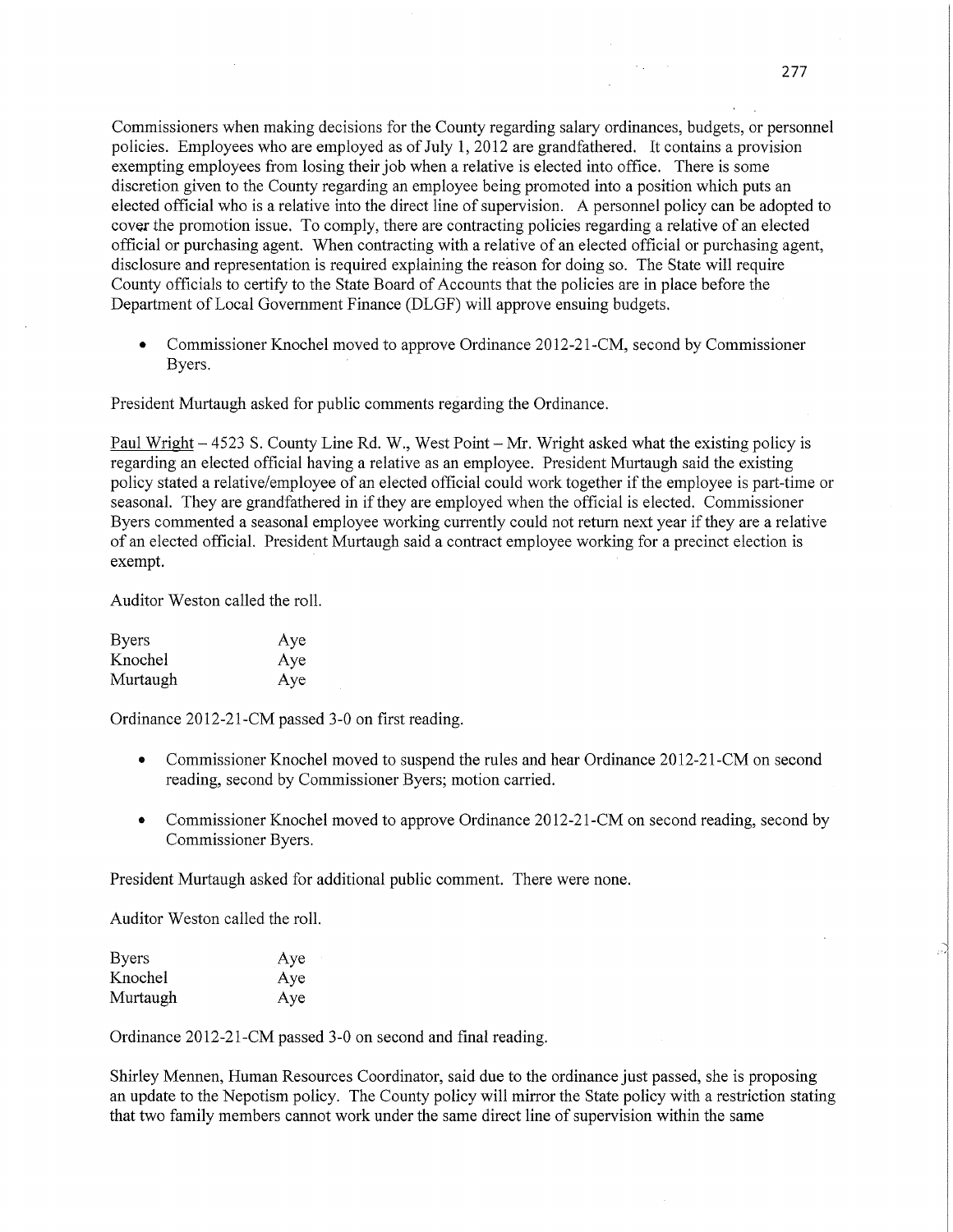Commissioners when making decisions for the County regarding salary ordinances, budgets, or personnel policies. Employees who are employed as of July 1, 2012 are grandfathered. It contains a provision exempting employees from losing their job when a relative is elected into office. There is some discretion given to the County regarding an employee being promoted into a position which puts an elected official who is a relative into the direct line of supervision. A personnel policy can be adopted to cover the promotion issue. To comply, there are contracting policies regarding a relative of an elected official or purchasing agent. When contracting with a relative of an elected official or purchasing agent, disclosure and representation is required explaining the reason for doing so. The State will require County officials to certify to the State Board of Accounts that the policies are in place before the Department of Local Government Finance (DLGF) will approve ensuing budgets.

- Commissioner Knochel moved to approve Ordinance 2012-21-CM, second by Commissioner Byers.

President Murtaugh asked for public comments regarding the Ordinance.

Paul Wright – 4523 S. County Line Rd. W., West Point – Mr. Wright asked what the existing policy is regarding an elected official having a relative as an employee. President Murtaugh said the existing policy stated a relative/employee of an elected official could work together if the employee is part-time or seasonal. They are grandfathered in if they are employed when the official is elected. Commissioner Byers commented a seasonal employee working currently could not return next year if they are a relative of an elected official. President Murtaugh said a contract employee working for a precinct election is exempt.

Auditor Weston called the roll.

| | |
|---|---|
| Byers | Aye |
| Knochel | Aye |
| Murtaugh | Aye |

Ordinance 2012-21-CM passed 3-0 on first reading.

- Commissioner Knochel moved to suspend the rules and hear Ordinance 2012-21-CM on second reading, second by Commissioner Byers; motion carried.

- Commissioner Knochel moved to approve Ordinance 2012-21-CM on second reading, second by Commissioner Byers.

President Murtaugh asked for additional public comment. There were none.

Auditor Weston called the roll.

| | |
|---|---|
| Byers | Aye |
| Knochel | Aye |
| Murtaugh | Aye |

Ordinance 2012-21-CM passed 3-0 on second and final reading.

Shirley Mennen, Human Resources Coordinator, said due to the ordinance just passed, she is proposing an update to the Nepotism policy. The County policy will mirror the State policy with a restriction stating that two family members cannot work under the same direct line of supervision within the same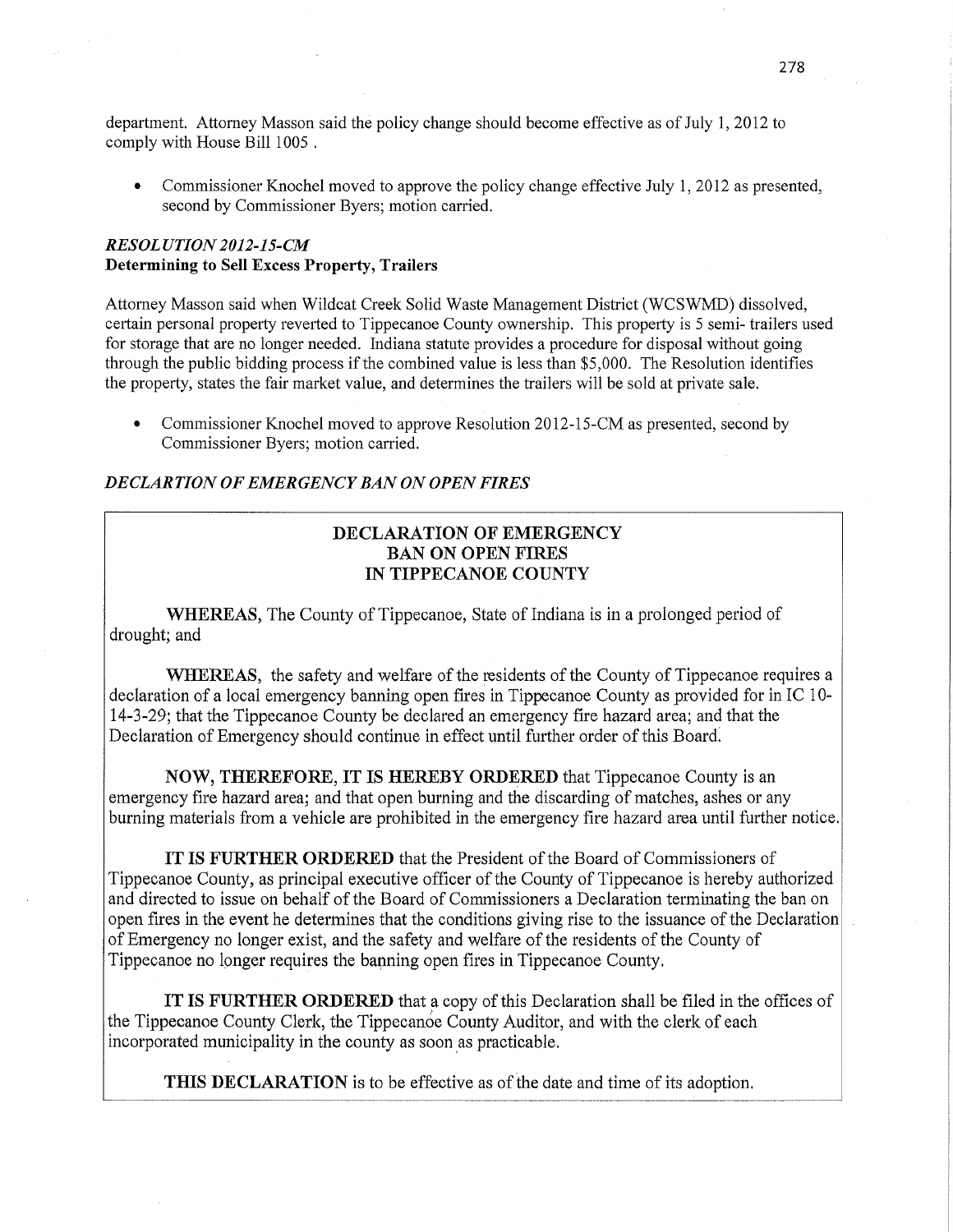department. Attorney Masson said the policy change should become effective as of July 1, 2012 to comply with House Bill 1005 .

- Commissioner Knochel moved to approve the policy change effective July 1, 2012 as presented, second by Commissioner Byers; motion carried.

### *RESOLUTION 2012-15-CM*
**Determining to Sell Excess Property, Trailers**

Attorney Masson said when Wildcat Creek Solid Waste Management District (WCSWMD) dissolved, certain personal property reverted to Tippecanoe County ownership. This property is 5 semi- trailers used for storage that are no longer needed. Indiana statute provides a procedure for disposal without going through the public bidding process if the combined value is less than $5,000. The Resolution identifies the property, states the fair market value, and determines the trailers will be sold at private sale.

- Commissioner Knochel moved to approve Resolution 2012-15-CM as presented, second by Commissioner Byers; motion carried.

### *DECLARTION OF EMERGENCY BAN ON OPEN FIRES*

**DECLARATION OF EMERGENCY**
**BAN ON OPEN FIRES**
**IN TIPPECANOE COUNTY**

**WHEREAS,** The County of Tippecanoe, State of Indiana is in a prolonged period of drought; and

**WHEREAS,** the safety and welfare of the residents of the County of Tippecanoe requires a declaration of a local emergency banning open fires in Tippecanoe County as provided for in IC 10-14-3-29; that the Tippecanoe County be declared an emergency fire hazard area; and that the Declaration of Emergency should continue in effect until further order of this Board.

**NOW, THEREFORE, IT IS HEREBY ORDERED** that Tippecanoe County is an emergency fire hazard area; and that open burning and the discarding of matches, ashes or any burning materials from a vehicle are prohibited in the emergency fire hazard area until further notice.

**IT IS FURTHER ORDERED** that the President of the Board of Commissioners of Tippecanoe County, as principal executive officer of the County of Tippecanoe is hereby authorized and directed to issue on behalf of the Board of Commissioners a Declaration terminating the ban on open fires in the event he determines that the conditions giving rise to the issuance of the Declaration of Emergency no longer exist, and the safety and welfare of the residents of the County of Tippecanoe no longer requires the banning open fires in Tippecanoe County.

**IT IS FURTHER ORDERED** that a copy of this Declaration shall be filed in the offices of the Tippecanoe County Clerk, the Tippecanoe County Auditor, and with the clerk of each incorporated municipality in the county as soon as practicable.

**THIS DECLARATION** is to be effective as of the date and time of its adoption.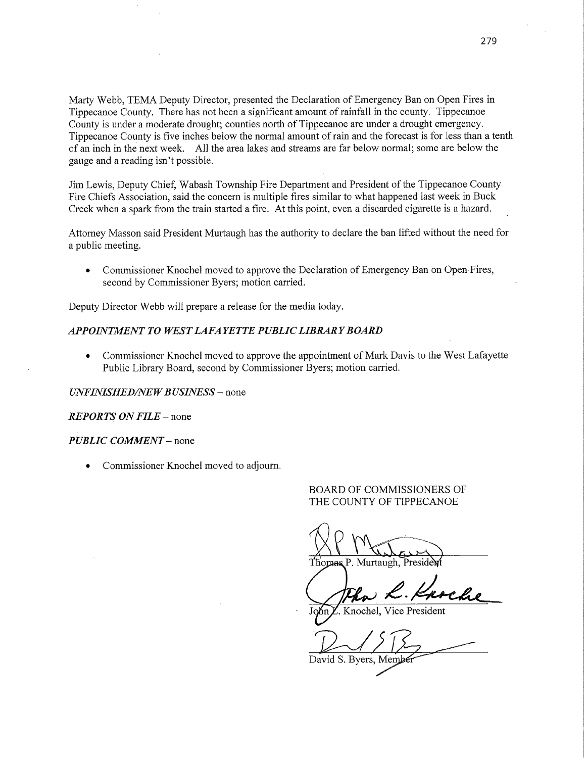Marty Webb, TEMA Deputy Director, presented the Declaration of Emergency Ban on Open Fires in Tippecanoe County. There has not been a significant amount of rainfall in the county. Tippecanoe County is under a moderate drought; counties north of Tippecanoe are under a drought emergency. Tippecanoe County is five inches below the normal amount of rain and the forecast is for less than a tenth of an inch in the next week. All the area lakes and streams are far below normal; some are below the gauge and a reading isn't possible.

Jim Lewis, Deputy Chief, Wabash Township Fire Department and President of the Tippecanoe County Fire Chiefs Association, said the concern is multiple fires similar to what happened last week in Buck Creek when a spark from the train started a fire. At this point, even a discarded cigarette is a hazard.

Attorney Masson said President Murtaugh has the authority to declare the ban lifted without the need for a public meeting.

- Commissioner Knochel moved to approve the Declaration of Emergency Ban on Open Fires, second by Commissioner Byers; motion carried.

Deputy Director Webb will prepare a release for the media today.

***APPOINTMENT TO WEST LAFAYETTE PUBLIC LIBRARY BOARD***

- Commissioner Knochel moved to approve the appointment of Mark Davis to the West Lafayette Public Library Board, second by Commissioner Byers; motion carried.

***UNFINISHED/NEW BUSINESS*** – none

***REPORTS ON FILE*** – none

***PUBLIC COMMENT*** – none

- Commissioner Knochel moved to adjourn.

BOARD OF COMMISSIONERS OF
THE COUNTY OF TIPPECANOE

Thomas P. Murtaugh, President

John L. Knochel, Vice President

David S. Byers, Member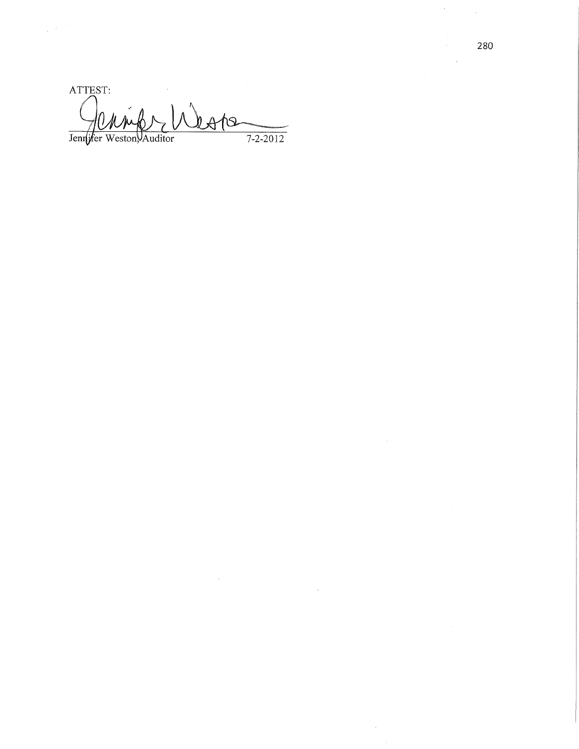ATTEST:

Jennifer Weston, Auditor 7-2-2012